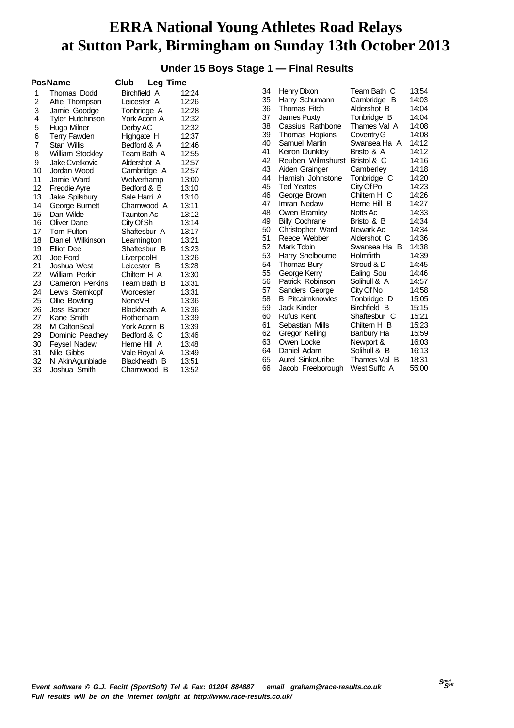# ERRA National Young Athletes Road Relays at Sutton Park, Birmingham on Sunday 13th October 2013

## Under 15 Boys Stage 1 — Final Results

| Pos | Name | Club | Leg Time |
|---|---|---|---|
| 1 | Thomas Dodd | Birchfield A | 12:24 |
| 2 | Alfie Thompson | Leicester A | 12:26 |
| 3 | Jamie Goodge | Tonbridge A | 12:28 |
| 4 | Tyler Hutchinson | York Acorn A | 12:32 |
| 5 | Hugo Milner | Derby AC | 12:32 |
| 6 | Terry Fawden | Highgate H | 12:37 |
| 7 | Stan Willis | Bedford & A | 12:46 |
| 8 | William Stockley | Team Bath A | 12:55 |
| 9 | Jake Cvetkovic | Aldershot A | 12:57 |
| 10 | Jordan Wood | Cambridge A | 12:57 |
| 11 | Jamie Ward | Wolverhamp | 13:00 |
| 12 | Freddie Ayre | Bedford & B | 13:10 |
| 13 | Jake Spilsbury | Sale Harri A | 13:10 |
| 14 | George Burnett | Charnwood A | 13:11 |
| 15 | Dan Wilde | Taunton Ac | 13:12 |
| 16 | Oliver Dane | City Of Sh | 13:14 |
| 17 | Tom Fulton | Shaftesbur A | 13:17 |
| 18 | Daniel Wilkinson | Leamington | 13:21 |
| 19 | Elliot Dee | Shaftesbur B | 13:23 |
| 20 | Joe Ford | LiverpoolH | 13:26 |
| 21 | Joshua West | Leicester B | 13:28 |
| 22 | William Perkin | Chiltern H A | 13:30 |
| 23 | Cameron Perkins | Team Bath B | 13:31 |
| 24 | Lewis Sternkopf | Worcester | 13:31 |
| 25 | Ollie Bowling | NeneVH | 13:36 |
| 26 | Joss Barber | Blackheath A | 13:36 |
| 27 | Kane Smith | Rotherham | 13:39 |
| 28 | M CaltonSeal | York Acorn B | 13:39 |
| 29 | Dominic Peachey | Bedford & C | 13:46 |
| 30 | Feysel Nadew | Herne Hill A | 13:48 |
| 31 | Nile Gibbs | Vale Royal A | 13:49 |
| 32 | N AkinAgunbiade | Blackheath B | 13:51 |
| 33 | Joshua Smith | Charnwood B | 13:52 |
| 34 | Henry Dixon | Team Bath C | 13:54 |
| 35 | Harry Schumann | Cambridge B | 14:03 |
| 36 | Thomas Fitch | Aldershot B | 14:04 |
| 37 | James Puxty | Tonbridge B | 14:04 |
| 38 | Cassius Rathbone | Thames Val A | 14:08 |
| 39 | Thomas Hopkins | Coventry G | 14:08 |
| 40 | Samuel Martin | Swansea Ha A | 14:12 |
| 41 | Keiron Dunkley | Bristol & A | 14:12 |
| 42 | Reuben Wilmshurst | Bristol & C | 14:16 |
| 43 | Aiden Grainger | Camberley | 14:18 |
| 44 | Hamish Johnstone | Tonbridge C | 14:20 |
| 45 | Ted Yeates | City Of Po | 14:23 |
| 46 | George Brown | Chiltern H C | 14:26 |
| 47 | Imran Nedaw | Herne Hill B | 14:27 |
| 48 | Owen Bramley | Notts Ac | 14:33 |
| 49 | Billy Cochrane | Bristol & B | 14:34 |
| 50 | Christopher Ward | Newark Ac | 14:34 |
| 51 | Reece Webber | Aldershot C | 14:36 |
| 52 | Mark Tobin | Swansea Ha B | 14:38 |
| 53 | Harry Shelbourne | Holmfirth | 14:39 |
| 54 | Thomas Bury | Stroud & D | 14:45 |
| 55 | George Kerry | Ealing Sou | 14:46 |
| 56 | Patrick Robinson | Solihull & A | 14:57 |
| 57 | Sanders George | City Of No | 14:58 |
| 58 | B Pitcairnknowles | Tonbridge D | 15:05 |
| 59 | Jack Kinder | Birchfield B | 15:15 |
| 60 | Rufus Kent | Shaftesbur C | 15:21 |
| 61 | Sebastian Mills | Chiltern H B | 15:23 |
| 62 | Gregor Kelling | Banbury Ha | 15:59 |
| 63 | Owen Locke | Newport & | 16:03 |
| 64 | Daniel Adam | Solihull & B | 16:13 |
| 65 | Aurel SinkoUribe | Thames Val B | 18:31 |
| 66 | Jacob Freeborough | West Suffo A | 55:00 |

*Event software © G.J. Fecitt (SportSoft) Tel & Fax: 01204 884887 email graham@race-results.co.uk*
*Full results will be on the internet tonight at http://www.race-results.co.uk/*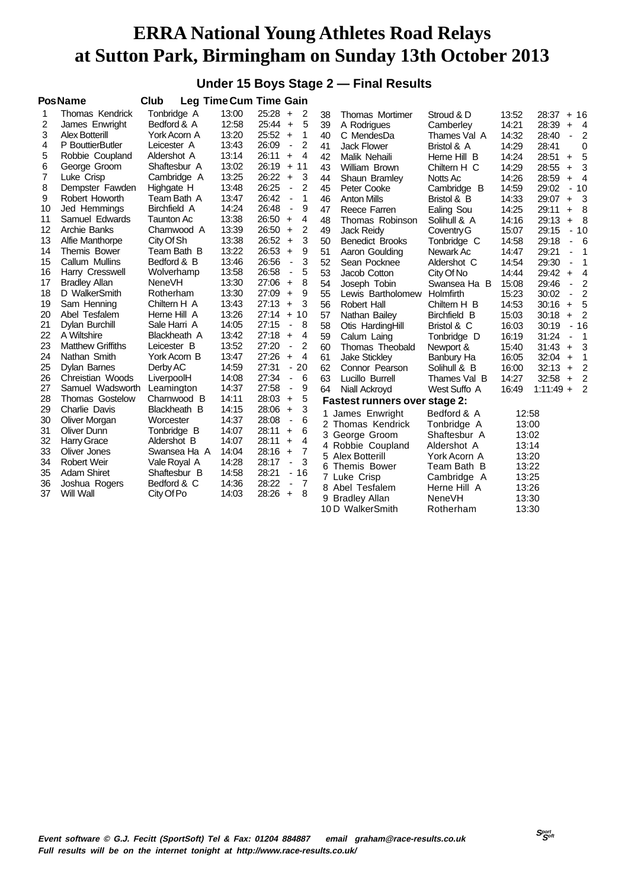# ERRA National Young Athletes Road Relays at Sutton Park, Birmingham on Sunday 13th October 2013

## Under 15 Boys Stage 2 — Final Results

| Pos | Name | Club | Leg Time | Cum Time | Gain |
|---|---|---|---|---|---|
| 1 | Thomas Kendrick | Tonbridge A | 13:00 | 25:28 | + 2 |
| 2 | James Enwright | Bedford & A | 12:58 | 25:44 | + 5 |
| 3 | Alex Botterill | York Acorn A | 13:20 | 25:52 | + 1 |
| 4 | P ButtierButler | Leicester A | 13:43 | 26:09 | - 2 |
| 5 | Robbie Coupland | Aldershot A | 13:14 | 26:11 | + 4 |
| 6 | George Groom | Shaftesbur A | 13:02 | 26:19 | + 11 |
| 7 | Luke Crisp | Cambridge A | 13:25 | 26:22 | + 3 |
| 8 | Dempster Fawden | Highgate H | 13:48 | 26:25 | - 2 |
| 9 | Robert Howorth | Team Bath A | 13:47 | 26:42 | - 1 |
| 10 | Jed Hemmings | Birchfield A | 14:24 | 26:48 | - 9 |
| 11 | Samuel Edwards | Taunton Ac | 13:38 | 26:50 | + 4 |
| 12 | Archie Banks | Charnwood A | 13:39 | 26:50 | + 2 |
| 13 | Alfie Manthorpe | City Of Sh | 13:38 | 26:52 | + 3 |
| 14 | Themis Bower | Team Bath B | 13:22 | 26:53 | + 9 |
| 15 | Callum Mullins | Bedford & B | 13:46 | 26:56 | - 3 |
| 16 | Harry Cresswell | Wolverhamp | 13:58 | 26:58 | - 5 |
| 17 | Bradley Allan | NeneVH | 13:30 | 27:06 | + 8 |
| 18 | D WalkerSmith | Rotherham | 13:30 | 27:09 | + 9 |
| 19 | Sam Henning | Chiltern H A | 13:43 | 27:13 | + 3 |
| 20 | Abel Tesfalem | Herne Hill A | 13:26 | 27:14 | + 10 |
| 21 | Dylan Burchill | Sale Harri A | 14:05 | 27:15 | - 8 |
| 22 | A Wiltshire | Blackheath A | 13:42 | 27:18 | + 4 |
| 23 | Matthew Griffiths | Leicester B | 13:52 | 27:20 | - 2 |
| 24 | Nathan Smith | York Acorn B | 13:47 | 27:26 | + 4 |
| 25 | Dylan Barnes | Derby AC | 14:59 | 27:31 | - 20 |
| 26 | Chreistian Woods | LiverpoolH | 14:08 | 27:34 | - 6 |
| 27 | Samuel Wadsworth | Leamington | 14:37 | 27:58 | - 9 |
| 28 | Thomas Gostelow | Charnwood B | 14:11 | 28:03 | + 5 |
| 29 | Charlie Davis | Blackheath B | 14:15 | 28:06 | + 3 |
| 30 | Oliver Morgan | Worcester | 14:37 | 28:08 | - 6 |
| 31 | Oliver Dunn | Tonbridge B | 14:07 | 28:11 | + 6 |
| 32 | Harry Grace | Aldershot B | 14:07 | 28:11 | + 4 |
| 33 | Oliver Jones | Swansea Ha A | 14:04 | 28:16 | + 7 |
| 34 | Robert Weir | Vale Royal A | 14:28 | 28:17 | - 3 |
| 35 | Adam Shiret | Shaftesbur B | 14:58 | 28:21 | - 16 |
| 36 | Joshua Rogers | Bedford & C | 14:36 | 28:22 | - 7 |
| 37 | Will Wall | City Of Po | 14:03 | 28:26 | + 8 |
| 38 | Thomas Mortimer | Stroud & D | 13:52 | 28:37 | + 16 |
| 39 | A Rodrigues | Camberley | 14:21 | 28:39 | + 4 |
| 40 | C MendesDa | Thames Val A | 14:32 | 28:40 | - 2 |
| 41 | Jack Flower | Bristol & A | 14:29 | 28:41 | 0 |
| 42 | Malik Nehaili | Herne Hill B | 14:24 | 28:51 | + 5 |
| 43 | William Brown | Chiltern H C | 14:29 | 28:55 | + 3 |
| 44 | Shaun Bramley | Notts Ac | 14:26 | 28:59 | + 4 |
| 45 | Peter Cooke | Cambridge B | 14:59 | 29:02 | - 10 |
| 46 | Anton Mills | Bristol & B | 14:33 | 29:07 | + 3 |
| 47 | Reece Farren | Ealing Sou | 14:25 | 29:11 | + 8 |
| 48 | Thomas Robinson | Solihull & A | 14:16 | 29:13 | + 8 |
| 49 | Jack Reidy | Coventry G | 15:07 | 29:15 | - 10 |
| 50 | Benedict Brooks | Tonbridge C | 14:58 | 29:18 | - 6 |
| 51 | Aaron Goulding | Newark Ac | 14:47 | 29:21 | - 1 |
| 52 | Sean Pocknee | Aldershot C | 14:54 | 29:30 | - 1 |
| 53 | Jacob Cotton | City Of No | 14:44 | 29:42 | + 4 |
| 54 | Joseph Tobin | Swansea Ha B | 15:08 | 29:46 | - 2 |
| 55 | Lewis Bartholomew | Holmfirth | 15:23 | 30:02 | - 2 |
| 56 | Robert Hall | Chiltern H B | 14:53 | 30:16 | + 5 |
| 57 | Nathan Bailey | Birchfield B | 15:03 | 30:18 | + 2 |
| 58 | Otis HardingHill | Bristol & C | 16:03 | 30:19 | - 16 |
| 59 | Calum Laing | Tonbridge D | 16:19 | 31:24 | - 1 |
| 60 | Thomas Theobald | Newport & | 15:40 | 31:43 | + 3 |
| 61 | Jake Stickley | Banbury Ha | 16:05 | 32:04 | + 1 |
| 62 | Connor Pearson | Solihull & B | 16:00 | 32:13 | + 2 |
| 63 | Lucillo Burrell | Thames Val B | 14:27 | 32:58 | + 2 |
| 64 | Niall Ackroyd | West Suffo A | 16:49 | 1:11:49 | + 2 |

### Fastest runners over stage 2:

| | Name | Club | Time |
|---|---|---|---|
| 1 | James Enwright | Bedford & A | 12:58 |
| 2 | Thomas Kendrick | Tonbridge A | 13:00 |
| 3 | George Groom | Shaftesbur A | 13:02 |
| 4 | Robbie Coupland | Aldershot A | 13:14 |
| 5 | Alex Botterill | York Acorn A | 13:20 |
| 6 | Themis Bower | Team Bath B | 13:22 |
| 7 | Luke Crisp | Cambridge A | 13:25 |
| 8 | Abel Tesfalem | Herne Hill A | 13:26 |
| 9 | Bradley Allan | NeneVH | 13:30 |
| 10 | D WalkerSmith | Rotherham | 13:30 |

*Event software © G.J. Fecitt (SportSoft) Tel & Fax: 01204 884887 email graham@race-results.co.uk*
*Full results will be on the internet tonight at http://www.race-results.co.uk/*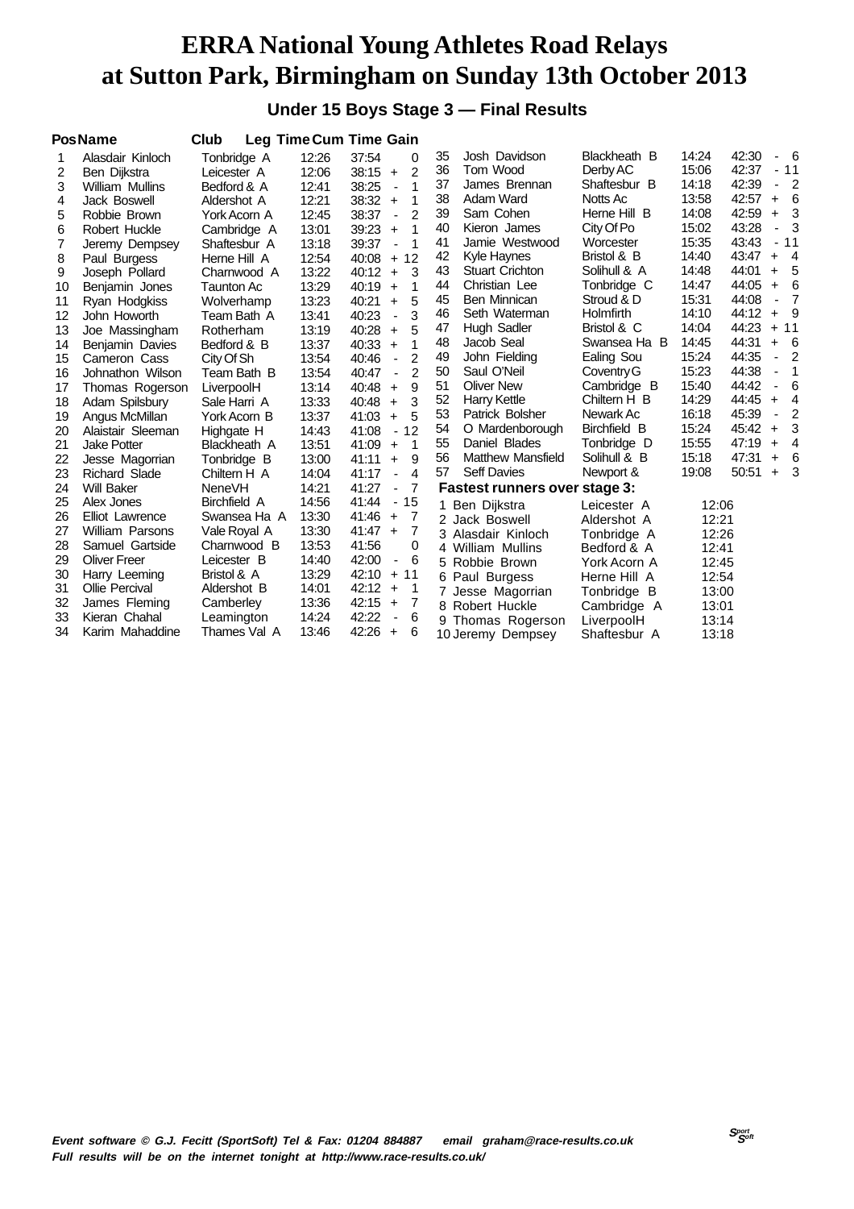# ERRA National Young Athletes Road Relays at Sutton Park, Birmingham on Sunday 13th October 2013

## Under 15 Boys Stage 3 — Final Results

| Pos | Name | Club | Leg Time | Cum Time | Gain |
|---|---|---|---|---|---|
| 1 | Alasdair Kinloch | Tonbridge A | 12:26 | 37:54 | 0 |
| 2 | Ben Dijkstra | Leicester A | 12:06 | 38:15 | + 2 |
| 3 | William Mullins | Bedford & A | 12:41 | 38:25 | - 1 |
| 4 | Jack Boswell | Aldershot A | 12:21 | 38:32 | + 1 |
| 5 | Robbie Brown | York Acorn A | 12:45 | 38:37 | - 2 |
| 6 | Robert Huckle | Cambridge A | 13:01 | 39:23 | + 1 |
| 7 | Jeremy Dempsey | Shaftesbur A | 13:18 | 39:37 | - 1 |
| 8 | Paul Burgess | Herne Hill A | 12:54 | 40:08 | + 12 |
| 9 | Joseph Pollard | Charnwood A | 13:22 | 40:12 | + 3 |
| 10 | Benjamin Jones | Taunton Ac | 13:29 | 40:19 | + 1 |
| 11 | Ryan Hodgkiss | Wolverhamp | 13:23 | 40:21 | + 5 |
| 12 | John Howorth | Team Bath A | 13:41 | 40:23 | - 3 |
| 13 | Joe Massingham | Rotherham | 13:19 | 40:28 | + 5 |
| 14 | Benjamin Davies | Bedford & B | 13:37 | 40:33 | + 1 |
| 15 | Cameron Cass | City Of Sh | 13:54 | 40:46 | - 2 |
| 16 | Johnathon Wilson | Team Bath B | 13:54 | 40:47 | - 2 |
| 17 | Thomas Rogerson | LiverpoolH | 13:14 | 40:48 | + 9 |
| 18 | Adam Spilsbury | Sale Harri A | 13:33 | 40:48 | + 3 |
| 19 | Angus McMillan | York Acorn B | 13:37 | 41:03 | + 5 |
| 20 | Alaistair Sleeman | Highgate H | 14:43 | 41:08 | - 12 |
| 21 | Jake Potter | Blackheath A | 13:51 | 41:09 | + 1 |
| 22 | Jesse Magorrian | Tonbridge B | 13:00 | 41:11 | + 9 |
| 23 | Richard Slade | Chiltern H A | 14:04 | 41:17 | - 4 |
| 24 | Will Baker | NeneVH | 14:21 | 41:27 | - 7 |
| 25 | Alex Jones | Birchfield A | 14:56 | 41:44 | - 15 |
| 26 | Elliot Lawrence | Swansea Ha A | 13:30 | 41:46 | + 7 |
| 27 | William Parsons | Vale Royal A | 13:30 | 41:47 | + 7 |
| 28 | Samuel Gartside | Charnwood B | 13:53 | 41:56 | 0 |
| 29 | Oliver Freer | Leicester B | 14:40 | 42:00 | - 6 |
| 30 | Harry Leeming | Bristol & A | 13:29 | 42:10 | + 11 |
| 31 | Ollie Percival | Aldershot B | 14:01 | 42:12 | + 1 |
| 32 | James Fleming | Camberley | 13:36 | 42:15 | + 7 |
| 33 | Kieran Chahal | Leamington | 14:24 | 42:22 | - 6 |
| 34 | Karim Mahaddine | Thames Val A | 13:46 | 42:26 | + 6 |
| 35 | Josh Davidson | Blackheath B | 14:24 | 42:30 | - 6 |
| 36 | Tom Wood | Derby AC | 15:06 | 42:37 | - 11 |
| 37 | James Brennan | Shaftesbur B | 14:18 | 42:39 | - 2 |
| 38 | Adam Ward | Notts Ac | 13:58 | 42:57 | + 6 |
| 39 | Sam Cohen | Herne Hill B | 14:08 | 42:59 | + 3 |
| 40 | Kieron James | City Of Po | 15:02 | 43:28 | - 3 |
| 41 | Jamie Westwood | Worcester | 15:35 | 43:43 | - 11 |
| 42 | Kyle Haynes | Bristol & B | 14:40 | 43:47 | + 4 |
| 43 | Stuart Crichton | Solihull & A | 14:48 | 44:01 | + 5 |
| 44 | Christian Lee | Tonbridge C | 14:47 | 44:05 | + 6 |
| 45 | Ben Minnican | Stroud & D | 15:31 | 44:08 | - 7 |
| 46 | Seth Waterman | Holmfirth | 14:10 | 44:12 | + 9 |
| 47 | Hugh Sadler | Bristol & C | 14:04 | 44:23 | + 11 |
| 48 | Jacob Seal | Swansea Ha B | 14:45 | 44:31 | + 6 |
| 49 | John Fielding | Ealing Sou | 15:24 | 44:35 | - 2 |
| 50 | Saul O'Neil | Coventry G | 15:23 | 44:38 | - 1 |
| 51 | Oliver New | Cambridge B | 15:40 | 44:42 | - 6 |
| 52 | Harry Kettle | Chiltern H B | 14:29 | 44:45 | + 4 |
| 53 | Patrick Bolsher | Newark Ac | 16:18 | 45:39 | - 2 |
| 54 | O Mardenborough | Birchfield B | 15:24 | 45:42 | + 3 |
| 55 | Daniel Blades | Tonbridge D | 15:55 | 47:19 | + 4 |
| 56 | Matthew Mansfield | Solihull & B | 15:18 | 47:31 | + 6 |
| 57 | Seff Davies | Newport & | 19:08 | 50:51 | + 3 |

### Fastest runners over stage 3:

| Pos | Name | Club | Time |
|---|---|---|---|
| 1 | Ben Dijkstra | Leicester A | 12:06 |
| 2 | Jack Boswell | Aldershot A | 12:21 |
| 3 | Alasdair Kinloch | Tonbridge A | 12:26 |
| 4 | William Mullins | Bedford & A | 12:41 |
| 5 | Robbie Brown | York Acorn A | 12:45 |
| 6 | Paul Burgess | Herne Hill A | 12:54 |
| 7 | Jesse Magorrian | Tonbridge B | 13:00 |
| 8 | Robert Huckle | Cambridge A | 13:01 |
| 9 | Thomas Rogerson | LiverpoolH | 13:14 |
| 10 | Jeremy Dempsey | Shaftesbur A | 13:18 |

*Event software © G.J. Fecitt (SportSoft) Tel & Fax: 01204 884887 email graham@race-results.co.uk*
*Full results will be on the internet tonight at http://www.race-results.co.uk/*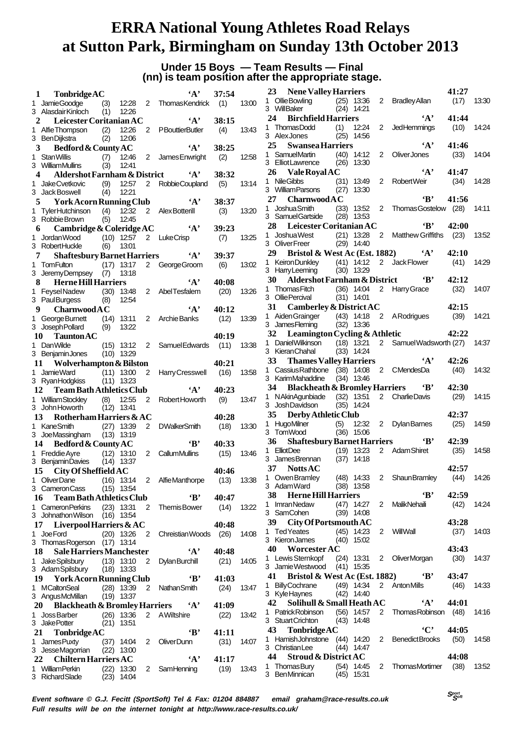# ERRA National Young Athletes Road Relays at Sutton Park, Birmingham on Sunday 13th October 2013

**Under 15 Boys — Team Results — Final**
**(nn) is team position after the appropriate stage.**

**1 Tonbridge AC 'A' 37:54**
1 Jamie Goodge (3) 12:28 2 Thomas Kendrick (1) 13:00
3 Alasdair Kinloch (1) 12:26

**2 Leicester Coritanian AC 'A' 38:15**
1 Alfie Thompson (2) 12:26 2 P Bouttier Butler (4) 13:43
3 Ben Dijkstra (2) 12:06

**3 Bedford & County AC 'A' 38:25**
1 Stan Willis (7) 12:46 2 James Enwright (2) 12:58
3 William Mullins (3) 12:41

**4 Aldershot Farnham & District 'A' 38:32**
1 Jake Cvetkovic (9) 12:57 2 Robbie Coupland (5) 13:14
3 Jack Boswell (4) 12:21

**5 York Acorn Running Club 'A' 38:37**
1 Tyler Hutchinson (4) 12:32 2 Alex Botterill (3) 13:20
3 Robbie Brown (5) 12:45

**6 Cambridge & Coleridge AC 'A' 39:23**
1 Jordan Wood (10) 12:57 2 Luke Crisp (7) 13:25
3 Robert Huckle (6) 13:01

**7 Shaftesbury Barnet Harriers 'A' 39:37**
1 Tom Fulton (17) 13:17 2 George Groom (6) 13:02
3 Jeremy Dempsey (7) 13:18

**8 Herne Hill Harriers 'A' 40:08**
1 Feysel Nadew (30) 13:48 2 Abel Tesfalem (20) 13:26
3 Paul Burgess (8) 12:54

**9 Charnwood AC 'A' 40:12**
1 George Burnett (14) 13:11 2 Archie Banks (12) 13:39
3 Joseph Pollard (9) 13:22

**10 Taunton AC 40:19**
1 Dan Wilde (15) 13:12 2 Samuel Edwards (11) 13:38
3 Benjamin Jones (10) 13:29

**11 Wolverhampton & Bilston 40:21**
1 Jamie Ward (11) 13:00 2 Harry Cresswell (16) 13:58
3 Ryan Hodgkiss (11) 13:23

**12 Team Bath Athletics Club 'A' 40:23**
1 William Stockley (8) 12:55 2 Robert Howorth (9) 13:47
3 John Howorth (12) 13:41

**13 Rotherham Harriers & AC 40:28**
1 Kane Smith (27) 13:39 2 D Walker Smith (18) 13:30
3 Joe Massingham (13) 13:19

**14 Bedford & County AC 'B' 40:33**
1 Freddie Ayre (12) 13:10 2 Callum Mullins (15) 13:46
3 Benjamin Davies (14) 13:37

**15 City Of Sheffield AC 40:46**
1 Oliver Dane (16) 13:14 2 Alfie Manthorpe (13) 13:38
3 Cameron Cass (15) 13:54

**16 Team Bath Athletics Club 'B' 40:47**
1 Cameron Perkins (23) 13:31 2 Themis Bower (14) 13:22
3 Johnathon Wilson (16) 13:54

**17 Liverpool Harriers & AC 40:48**
1 Joe Ford (20) 13:26 2 Chreistian Woods (26) 14:08
3 Thomas Rogerson (17) 13:14

**18 Sale Harriers Manchester 'A' 40:48**
1 Jake Spilsbury (13) 13:10 2 Dylan Burchill (21) 14:05
3 Adam Spilsbury (18) 13:33

**19 York Acorn Running Club 'B' 41:03**
1 M Calton Seal (28) 13:39 2 Nathan Smith (24) 13:47
3 Angus McMillan (19) 13:37

**20 Blackheath & Bromley Harriers 'A' 41:09**
1 Joss Barber (26) 13:36 2 A Wiltshire (22) 13:42
3 Jake Potter (21) 13:51

**21 Tonbridge AC 'B' 41:11**
1 James Puxty (37) 14:04 2 Oliver Dunn (31) 14:07
3 Jesse Magorrian (22) 13:00

**22 Chiltern Harriers AC 'A' 41:17**
1 William Perkin (22) 13:30 2 Sam Henning (19) 13:43
3 Richard Slade (23) 14:04

**23 Nene Valley Harriers 41:27**
1 Ollie Bowling (25) 13:36 2 Bradley Allan (17) 13:30
3 Will Baker (24) 14:21

**24 Birchfield Harriers 'A' 41:44**
1 Thomas Dodd (1) 12:24 2 Jed Hemmings (10) 14:24
3 Alex Jones (25) 14:56

**25 Swansea Harriers 'A' 41:46**
1 Samuel Martin (40) 14:12 2 Oliver Jones (33) 14:04
3 Elliot Lawrence (26) 13:30

**26 Vale Royal AC 'A' 41:47**
1 Nile Gibbs (31) 13:49 2 Robert Weir (34) 14:28
3 William Parsons (27) 13:30

**27 Charnwood AC 'B' 41:56**
1 Joshua Smith (33) 13:52 2 Thomas Gostelow (28) 14:11
3 Samuel Gartside (28) 13:53

**28 Leicester Coritanian AC 'B' 42:00**
1 Joshua West (21) 13:28 2 Matthew Griffiths (23) 13:52
3 Oliver Freer (29) 14:40

**29 Bristol & West Ac (Est. 1882) 'A' 42:10**
1 Keiron Dunkley (41) 14:12 2 Jack Flower (41) 14:29
3 Harry Leeming (30) 13:29

**30 Aldershot Farnham & District 'B' 42:12**
1 Thomas Fitch (36) 14:04 2 Harry Grace (32) 14:07
3 Ollie Percival (31) 14:01

**31 Camberley & District AC 42:15**
1 Aiden Grainger (43) 14:18 2 A Rodrigues (39) 14:21
3 James Fleming (32) 13:36

**32 Leamington Cycling & Athletic 42:22**
1 Daniel Wilkinson (18) 13:21 2 Samuel Wadsworth (27) 14:37
3 Kieran Chahal (33) 14:24

**33 Thames Valley Harriers 'A' 42:26**
1 Cassius Rathbone (38) 14:08 2 C Mendes Da (40) 14:32
3 Karim Mahaddine (34) 13:46

**34 Blackheath & Bromley Harriers 'B' 42:30**
1 N Akin Agunbiade (32) 13:51 2 Charlie Davis (29) 14:15
3 Josh Davidson (35) 14:24

**35 Derby Athletic Club 42:37**
1 Hugo Milner (5) 12:32 2 Dylan Barnes (25) 14:59
3 Tom Wood (36) 15:06

**36 Shaftesbury Barnet Harriers 'B' 42:39**
1 Elliot Dee (19) 13:23 2 Adam Shiret (35) 14:58
3 James Brennan (37) 14:18

**37 Notts AC 42:57**
1 Owen Bramley (48) 14:33 2 Shaun Bramley (44) 14:26
3 Adam Ward (38) 13:58

**38 Herne Hill Harriers 'B' 42:59**
1 Imran Nedaw (47) 14:27 2 Malik Nehaili (42) 14:24
3 Sam Cohen (39) 14:08

**39 City Of Portsmouth AC 43:28**
1 Ted Yeates (45) 14:23 2 Will Wall (37) 14:03
3 Kieron James (40) 15:02

**40 Worcester AC 43:43**
1 Lewis Sternkopf (24) 13:31 2 Oliver Morgan (30) 14:37
3 Jamie Westwood (41) 15:35

**41 Bristol & West Ac (Est. 1882) 'B' 43:47**
1 Billy Cochrane (49) 14:34 2 Anton Mills (46) 14:33
3 Kyle Haynes (42) 14:40

**42 Solihull & Small Heath AC 'A' 44:01**
1 Patrick Robinson (56) 14:57 2 Thomas Robinson (48) 14:16
3 Stuart Crichton (43) 14:48

**43 Tonbridge AC 'C' 44:05**
1 Hamish Johnstone (44) 14:20 2 Benedict Brooks (50) 14:58
3 Christian Lee (44) 14:47

**44 Stroud & District AC 44:08**
1 Thomas Bury (54) 14:45 2 Thomas Mortimer (38) 13:52
3 Ben Minnican (45) 15:31

*Event software © G.J. Fecitt (SportSoft) Tel & Fax: 01204 884887 email graham@race-results.co.uk*
*Full results will be on the internet tonight at http://www.race-results.co.uk/*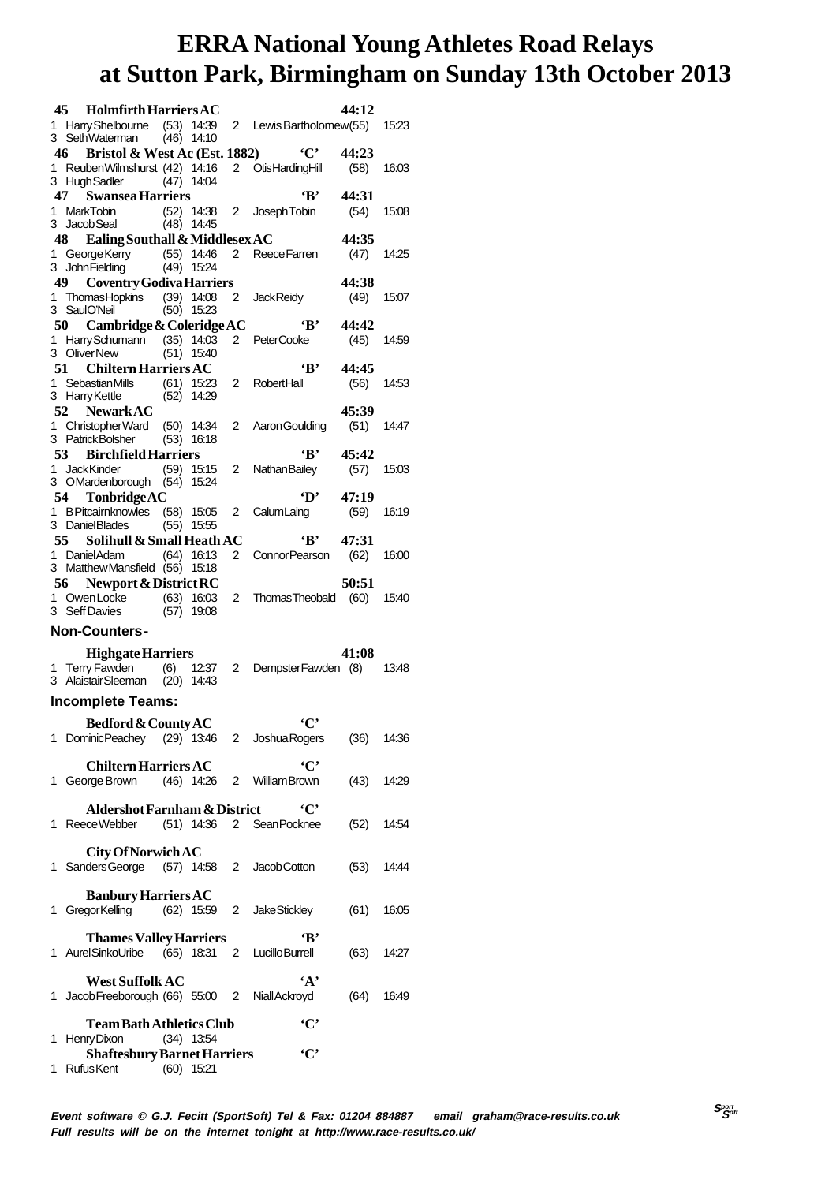# ERRA National Young Athletes Road Relays at Sutton Park, Birmingham on Sunday 13th October 2013

**45 Holmfirth Harriers AC** — **44:12**
1 Harry Shelbourne (53) 14:39 — 2 Lewis Bartholomew (55) 15:23
3 Seth Waterman (46) 14:10

**46 Bristol & West Ac (Est. 1882) 'C'** — **44:23**
1 Reuben Wilmshurst (42) 14:16 — 2 Otis Harding Hill (58) 16:03
3 Hugh Sadler (47) 14:04

**47 Swansea Harriers 'B'** — **44:31**
1 Mark Tobin (52) 14:38 — 2 Joseph Tobin (54) 15:08
3 Jacob Seal (48) 14:45

**48 Ealing Southall & Middlesex AC** — **44:35**
1 George Kerry (55) 14:46 — 2 Reece Farren (47) 14:25
3 John Fielding (49) 15:24

**49 Coventry Godiva Harriers** — **44:38**
1 Thomas Hopkins (39) 14:08 — 2 Jack Reidy (49) 15:07
3 Saul O'Neil (50) 15:23

**50 Cambridge & Coleridge AC 'B'** — **44:42**
1 Harry Schumann (35) 14:03 — 2 Peter Cooke (45) 14:59
3 Oliver New (51) 15:40

**51 Chiltern Harriers AC 'B'** — **44:45**
1 Sebastian Mills (61) 15:23 — 2 Robert Hall (56) 14:53
3 Harry Kettle (52) 14:29

**52 Newark AC** — **45:39**
1 Christopher Ward (50) 14:34 — 2 Aaron Goulding (51) 14:47
3 Patrick Bolsher (53) 16:18

**53 Birchfield Harriers 'B'** — **45:42**
1 Jack Kinder (59) 15:15 — 2 Nathan Bailey (57) 15:03
3 O Mardenborough (54) 15:24

**54 Tonbridge AC 'D'** — **47:19**
1 B Pitcairnknowles (58) 15:05 — 2 Calum Laing (59) 16:19
3 Daniel Blades (55) 15:55

**55 Solihull & Small Heath AC 'B'** — **47:31**
1 Daniel Adam (64) 16:13 — 2 Connor Pearson (62) 16:00
3 Matthew Mansfield (56) 15:18

**56 Newport & District RC** — **50:51**
1 Owen Locke (63) 16:03 — 2 Thomas Theobald (60) 15:40
3 Seff Davies (57) 19:08

## Non-Counters -

**Highgate Harriers** — **41:08**
1 Terry Fawden (6) 12:37 — 2 Dempster Fawden (8) 13:48
3 Alaistair Sleeman (20) 14:43

## Incomplete Teams:

**Bedford & County AC 'C'**
1 Dominic Peachey (29) 13:46 — 2 Joshua Rogers (36) 14:36

**Chiltern Harriers AC 'C'**
1 George Brown (46) 14:26 — 2 William Brown (43) 14:29

**Aldershot Farnham & District 'C'**
1 Reece Webber (51) 14:36 — 2 Sean Pocknee (52) 14:54

**City Of Norwich AC**
1 Sanders George (57) 14:58 — 2 Jacob Cotton (53) 14:44

**Banbury Harriers AC**
1 Gregor Kelling (62) 15:59 — 2 Jake Stickley (61) 16:05

**Thames Valley Harriers 'B'**
1 Aurel Sinko Uribe (65) 18:31 — 2 Lucillo Burrell (63) 14:27

**West Suffolk AC 'A'**
1 Jacob Freeborough (66) 55:00 — 2 Niall Ackroyd (64) 16:49

**Team Bath Athletics Club 'C'**
1 Henry Dixon (34) 13:54

**Shaftesbury Barnet Harriers 'C'**
1 Rufus Kent (60) 15:21

*Event software © G.J. Fecitt (SportSoft) Tel & Fax: 01204 884887 email graham@race-results.co.uk*
*Full results will be on the internet tonight at http://www.race-results.co.uk/*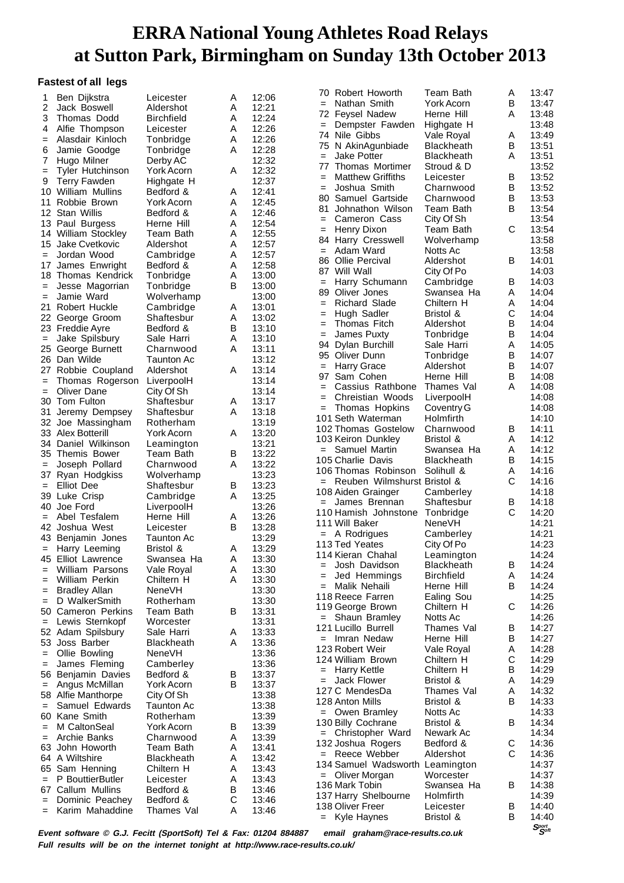# ERRA National Young Athletes Road Relays at Sutton Park, Birmingham on Sunday 13th October 2013

### Fastest of all legs

| Pos | Name | Club | Team | Time |
|---|---|---|---|---|
| 1 | Ben Dijkstra | Leicester | A | 12:06 |
| 2 | Jack Boswell | Aldershot | A | 12:21 |
| 3 | Thomas Dodd | Birchfield | A | 12:24 |
| 4 | Alfie Thompson | Leicester | A | 12:26 |
| = | Alasdair Kinloch | Tonbridge | A | 12:26 |
| 6 | Jamie Goodge | Tonbridge | A | 12:28 |
| 7 | Hugo Milner | Derby AC | | 12:32 |
| = | Tyler Hutchinson | York Acorn | A | 12:32 |
| 9 | Terry Fawden | Highgate H | | 12:37 |
| 10 | William Mullins | Bedford & | A | 12:41 |
| 11 | Robbie Brown | York Acorn | A | 12:45 |
| 12 | Stan Willis | Bedford & | A | 12:46 |
| 13 | Paul Burgess | Herne Hill | A | 12:54 |
| 14 | William Stockley | Team Bath | A | 12:55 |
| 15 | Jake Cvetkovic | Aldershot | A | 12:57 |
| = | Jordan Wood | Cambridge | A | 12:57 |
| 17 | James Enwright | Bedford & | A | 12:58 |
| 18 | Thomas Kendrick | Tonbridge | A | 13:00 |
| = | Jesse Magorrian | Tonbridge | B | 13:00 |
| = | Jamie Ward | Wolverhamp | | 13:00 |
| 21 | Robert Huckle | Cambridge | A | 13:01 |
| 22 | George Groom | Shaftesbur | A | 13:02 |
| 23 | Freddie Ayre | Bedford & | B | 13:10 |
| = | Jake Spilsbury | Sale Harri | A | 13:10 |
| 25 | George Burnett | Charnwood | A | 13:11 |
| 26 | Dan Wilde | Taunton Ac | | 13:12 |
| 27 | Robbie Coupland | Aldershot | A | 13:14 |
| = | Thomas Rogerson | LiverpoolH | | 13:14 |
| = | Oliver Dane | City Of Sh | | 13:14 |
| 30 | Tom Fulton | Shaftesbur | A | 13:17 |
| 31 | Jeremy Dempsey | Shaftesbur | A | 13:18 |
| 32 | Joe Massingham | Rotherham | | 13:19 |
| 33 | Alex Botterill | York Acorn | A | 13:20 |
| 34 | Daniel Wilkinson | Leamington | | 13:21 |
| 35 | Themis Bower | Team Bath | B | 13:22 |
| = | Joseph Pollard | Charnwood | A | 13:22 |
| 37 | Ryan Hodgkiss | Wolverhamp | | 13:23 |
| = | Elliot Dee | Shaftesbur | B | 13:23 |
| 39 | Luke Crisp | Cambridge | A | 13:25 |
| 40 | Joe Ford | LiverpoolH | | 13:26 |
| = | Abel Tesfalem | Herne Hill | A | 13:26 |
| 42 | Joshua West | Leicester | B | 13:28 |
| 43 | Benjamin Jones | Taunton Ac | | 13:29 |
| = | Harry Leeming | Bristol & | A | 13:29 |
| 45 | Elliot Lawrence | Swansea Ha | A | 13:30 |
| = | William Parsons | Vale Royal | A | 13:30 |
| = | William Perkin | Chiltern H | A | 13:30 |
| = | Bradley Allan | NeneVH | | 13:30 |
| = | D WalkerSmith | Rotherham | | 13:30 |
| 50 | Cameron Perkins | Team Bath | B | 13:31 |
| = | Lewis Sternkopf | Worcester | | 13:31 |
| 52 | Adam Spilsbury | Sale Harri | A | 13:33 |
| 53 | Joss Barber | Blackheath | A | 13:36 |
| = | Ollie Bowling | NeneVH | | 13:36 |
| = | James Fleming | Camberley | | 13:36 |
| 56 | Benjamin Davies | Bedford & | B | 13:37 |
| = | Angus McMillan | York Acorn | B | 13:37 |
| 58 | Alfie Manthorpe | City Of Sh | | 13:38 |
| = | Samuel Edwards | Taunton Ac | | 13:38 |
| 60 | Kane Smith | Rotherham | | 13:39 |
| = | M CaltonSeal | York Acorn | B | 13:39 |
| = | Archie Banks | Charnwood | A | 13:39 |
| 63 | John Howorth | Team Bath | A | 13:41 |
| 64 | A Wiltshire | Blackheath | A | 13:42 |
| 65 | Sam Henning | Chiltern H | A | 13:43 |
| = | P BouttierButler | Leicester | A | 13:43 |
| 67 | Callum Mullins | Bedford & | B | 13:46 |
| = | Dominic Peachey | Bedford & | C | 13:46 |
| = | Karim Mahaddine | Thames Val | A | 13:46 |
| 70 | Robert Howorth | Team Bath | A | 13:47 |
| = | Nathan Smith | York Acorn | B | 13:47 |
| 72 | Feysel Nadew | Herne Hill | A | 13:48 |
| = | Dempster Fawden | Highgate H | | 13:48 |
| 74 | Nile Gibbs | Vale Royal | A | 13:49 |
| 75 | N AkinAgunbiade | Blackheath | B | 13:51 |
| = | Jake Potter | Blackheath | A | 13:51 |
| 77 | Thomas Mortimer | Stroud & D | | 13:52 |
| = | Matthew Griffiths | Leicester | B | 13:52 |
| = | Joshua Smith | Charnwood | B | 13:52 |
| 80 | Samuel Gartside | Charnwood | B | 13:53 |
| 81 | Johnathon Wilson | Team Bath | B | 13:54 |
| = | Cameron Cass | City Of Sh | | 13:54 |
| = | Henry Dixon | Team Bath | C | 13:54 |
| 84 | Harry Cresswell | Wolverhamp | | 13:58 |
| = | Adam Ward | Notts Ac | | 13:58 |
| 86 | Ollie Percival | Aldershot | B | 14:01 |
| 87 | Will Wall | City Of Po | | 14:03 |
| = | Harry Schumann | Cambridge | B | 14:03 |
| 89 | Oliver Jones | Swansea Ha | A | 14:04 |
| = | Richard Slade | Chiltern H | A | 14:04 |
| = | Hugh Sadler | Bristol & | C | 14:04 |
| = | Thomas Fitch | Aldershot | B | 14:04 |
| = | James Puxty | Tonbridge | B | 14:04 |
| 94 | Dylan Burchill | Sale Harri | A | 14:05 |
| 95 | Oliver Dunn | Tonbridge | B | 14:07 |
| = | Harry Grace | Aldershot | B | 14:07 |
| 97 | Sam Cohen | Herne Hill | B | 14:08 |
| = | Cassius Rathbone | Thames Val | A | 14:08 |
| = | Chreistian Woods | LiverpoolH | | 14:08 |
| = | Thomas Hopkins | Coventry G | | 14:08 |
| 101 | Seth Waterman | Holmfirth | | 14:10 |
| 102 | Thomas Gostelow | Charnwood | B | 14:11 |
| 103 | Keiron Dunkley | Bristol & | A | 14:12 |
| = | Samuel Martin | Swansea Ha | A | 14:12 |
| 105 | Charlie Davis | Blackheath | B | 14:15 |
| 106 | Thomas Robinson | Solihull & | A | 14:16 |
| = | Reuben Wilmshurst | Bristol & | C | 14:16 |
| 108 | Aiden Grainger | Camberley | | 14:18 |
| = | James Brennan | Shaftesbur | B | 14:18 |
| 110 | Hamish Johnstone | Tonbridge | C | 14:20 |
| 111 | Will Baker | NeneVH | | 14:21 |
| = | A Rodrigues | Camberley | | 14:21 |
| 113 | Ted Yeates | City Of Po | | 14:23 |
| 114 | Kieran Chahal | Leamington | | 14:24 |
| = | Josh Davidson | Blackheath | B | 14:24 |
| = | Jed Hemmings | Birchfield | A | 14:24 |
| = | Malik Nehaili | Herne Hill | B | 14:24 |
| 118 | Reece Farren | Ealing Sou | | 14:25 |
| 119 | George Brown | Chiltern H | C | 14:26 |
| = | Shaun Bramley | Notts Ac | | 14:26 |
| 121 | Lucillo Burrell | Thames Val | B | 14:27 |
| = | Imran Nedaw | Herne Hill | B | 14:27 |
| 123 | Robert Weir | Vale Royal | A | 14:28 |
| 124 | William Brown | Chiltern H | C | 14:29 |
| = | Harry Kettle | Chiltern H | B | 14:29 |
| = | Jack Flower | Bristol & | A | 14:29 |
| 127 | C MendesDa | Thames Val | A | 14:32 |
| 128 | Anton Mills | Bristol & | B | 14:33 |
| = | Owen Bramley | Notts Ac | | 14:33 |
| 130 | Billy Cochrane | Bristol & | B | 14:34 |
| = | Christopher Ward | Newark Ac | | 14:34 |
| 132 | Joshua Rogers | Bedford & | C | 14:36 |
| = | Reece Webber | Aldershot | C | 14:36 |
| 134 | Samuel Wadsworth | Leamington | | 14:37 |
| = | Oliver Morgan | Worcester | | 14:37 |
| 136 | Mark Tobin | Swansea Ha | B | 14:38 |
| 137 | Harry Shelbourne | Holmfirth | | 14:39 |
| 138 | Oliver Freer | Leicester | B | 14:40 |
| = | Kyle Haynes | Bristol & | B | 14:40 |

*Event software © G.J. Fecitt (SportSoft) Tel & Fax: 01204 884887 email graham@race-results.co.uk*

*Full results will be on the internet tonight at http://www.race-results.co.uk/*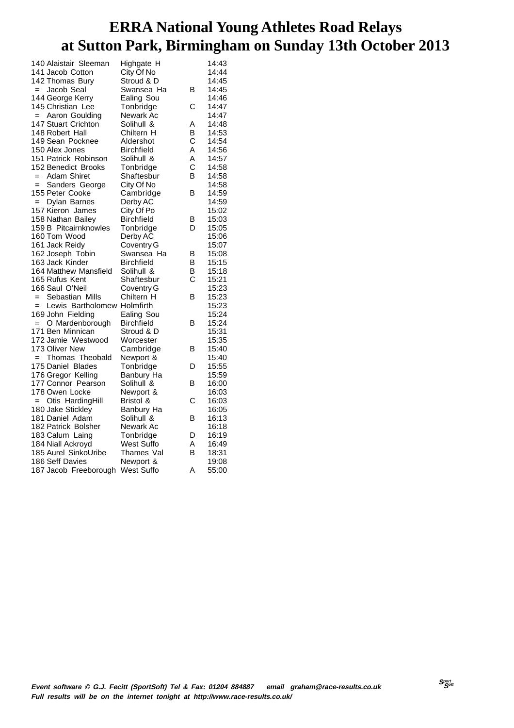# ERRA National Young Athletes Road Relays at Sutton Park, Birmingham on Sunday 13th October 2013

| | | | | |
|---|---|---|---|---|
| 140 | Alaistair Sleeman | Highgate H | | 14:43 |
| 141 | Jacob Cotton | City Of No | | 14:44 |
| 142 | Thomas Bury | Stroud & D | | 14:45 |
| = | Jacob Seal | Swansea Ha | B | 14:45 |
| 144 | George Kerry | Ealing Sou | | 14:46 |
| 145 | Christian Lee | Tonbridge | C | 14:47 |
| = | Aaron Goulding | Newark Ac | | 14:47 |
| 147 | Stuart Crichton | Solihull & | A | 14:48 |
| 148 | Robert Hall | Chiltern H | B | 14:53 |
| 149 | Sean Pocknee | Aldershot | C | 14:54 |
| 150 | Alex Jones | Birchfield | A | 14:56 |
| 151 | Patrick Robinson | Solihull & | A | 14:57 |
| 152 | Benedict Brooks | Tonbridge | C | 14:58 |
| = | Adam Shiret | Shaftesbur | B | 14:58 |
| = | Sanders George | City Of No | | 14:58 |
| 155 | Peter Cooke | Cambridge | B | 14:59 |
| = | Dylan Barnes | Derby AC | | 14:59 |
| 157 | Kieron James | City Of Po | | 15:02 |
| 158 | Nathan Bailey | Birchfield | B | 15:03 |
| 159 | B Pitcairnknowles | Tonbridge | D | 15:05 |
| 160 | Tom Wood | Derby AC | | 15:06 |
| 161 | Jack Reidy | Coventry G | | 15:07 |
| 162 | Joseph Tobin | Swansea Ha | B | 15:08 |
| 163 | Jack Kinder | Birchfield | B | 15:15 |
| 164 | Matthew Mansfield | Solihull & | B | 15:18 |
| 165 | Rufus Kent | Shaftesbur | C | 15:21 |
| 166 | Saul O'Neil | Coventry G | | 15:23 |
| = | Sebastian Mills | Chiltern H | B | 15:23 |
| = | Lewis Bartholomew | Holmfirth | | 15:23 |
| 169 | John Fielding | Ealing Sou | | 15:24 |
| = | O Mardenborough | Birchfield | B | 15:24 |
| 171 | Ben Minnican | Stroud & D | | 15:31 |
| 172 | Jamie Westwood | Worcester | | 15:35 |
| 173 | Oliver New | Cambridge | B | 15:40 |
| = | Thomas Theobald | Newport & | | 15:40 |
| 175 | Daniel Blades | Tonbridge | D | 15:55 |
| 176 | Gregor Kelling | Banbury Ha | | 15:59 |
| 177 | Connor Pearson | Solihull & | B | 16:00 |
| 178 | Owen Locke | Newport & | | 16:03 |
| = | Otis HardingHill | Bristol & | C | 16:03 |
| 180 | Jake Stickley | Banbury Ha | | 16:05 |
| 181 | Daniel Adam | Solihull & | B | 16:13 |
| 182 | Patrick Bolsher | Newark Ac | | 16:18 |
| 183 | Calum Laing | Tonbridge | D | 16:19 |
| 184 | Niall Ackroyd | West Suffo | A | 16:49 |
| 185 | Aurel SinkoUribe | Thames Val | B | 18:31 |
| 186 | Seff Davies | Newport & | | 19:08 |
| 187 | Jacob Freeborough | West Suffo | A | 55:00 |

*Event software © G.J. Fecitt (SportSoft) Tel & Fax: 01204 884887 email graham@race-results.co.uk*
*Full results will be on the internet tonight at http://www.race-results.co.uk/*